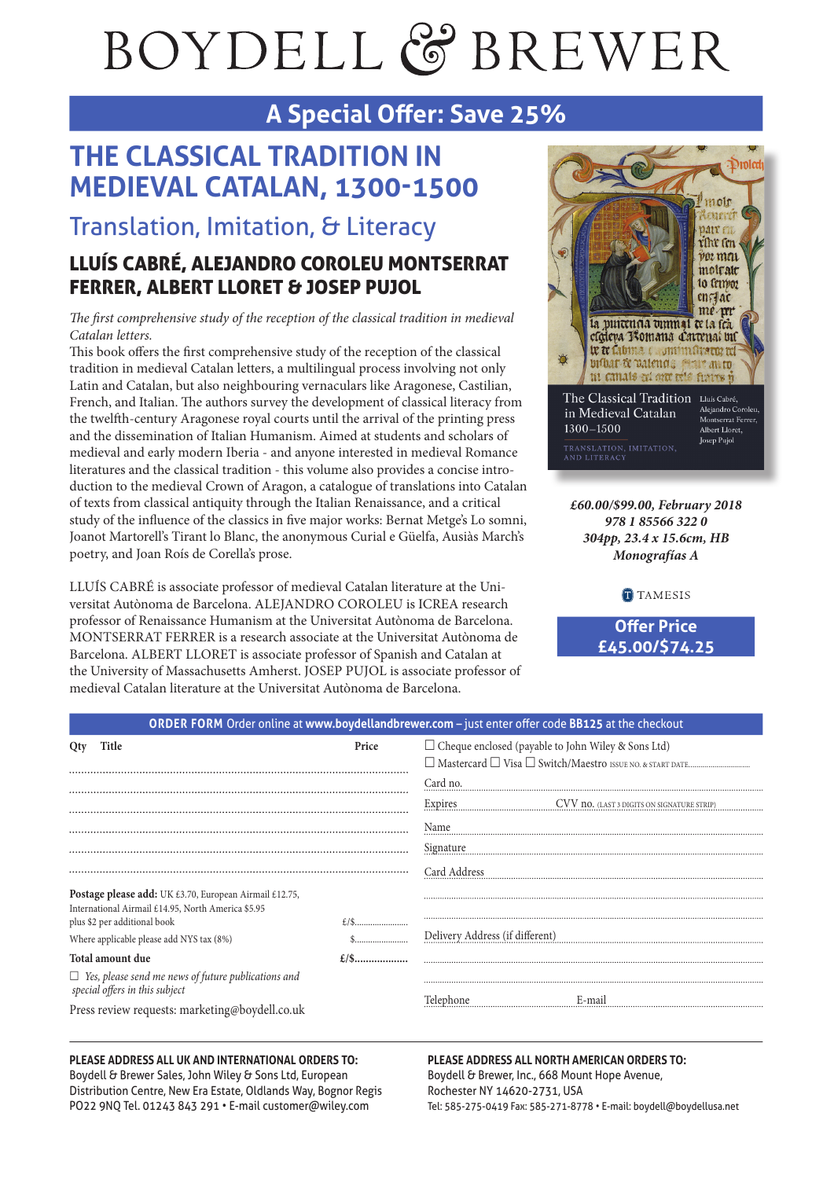# BOYDELL & BREWER

## A Special Offer: Save 25%

# THE CLASSICAL TRADITION IN MEDIEVAL CATALAN, 1300-1500

## Translation, Imitation, & Literacy

### LLUÍS CABRÉ, ALEJANDRO COROLEU MONTSERRAT FERRER, ALBERT LLORET & JOSEP PUJOL

*The first comprehensive study of the reception of the classical tradition in medieval Catalan letters.*

This book offers the first comprehensive study of the reception of the classical tradition in medieval Catalan letters, a multilingual process involving not only Latin and Catalan, but also neighbouring vernaculars like Aragonese, Castilian, French, and Italian. The authors survey the development of classical literacy from the twelfth-century Aragonese royal courts until the arrival of the printing press and the dissemination of Italian Humanism. Aimed at students and scholars of medieval and early modern Iberia - and anyone interested in medieval Romance literatures and the classical tradition - this volume also provides a concise introduction to the medieval Crown of Aragon, a catalogue of translations into Catalan of texts from classical antiquity through the Italian Renaissance, and a critical study of the influence of the classics in five major works: Bernat Metge's Lo somni, Joanot Martorell's Tirant lo Blanc, the anonymous Curial e Güelfa, Ausiàs March's poetry, and Joan Roís de Corella's prose.

LLUÍS CABRÉ is associate professor of medieval Catalan literature at the Universitat Autònoma de Barcelona. ALEJANDRO COROLEU is ICREA research professor of Renaissance Humanism at the Universitat Autònoma de Barcelona. MONTSERRAT FERRER is a research associate at the Universitat Autònoma de Barcelona. ALBERT LLORET is associate professor of Spanish and Catalan at the University of Massachusetts Amherst. JOSEP PUJOL is associate professor of medieval Catalan literature at the Universitat Autònoma de Barcelona.

*£60.00/$99.00, February 2018*
*978 1 85566 322 0*
*304pp, 23.4 x 15.6cm, HB*
*Monografías A*

TAMESIS

**Offer Price £45.00/$74.25**

**ORDER FORM** Order online at **www.boydellandbrewer.com** – just enter offer code **BB125** at the checkout

| Qty | Title | Price |
|---|---|---|
| | | |
| | | |
| | | |
| | | |
| | | |
| | | |

**Postage please add:** UK £3.70, European Airmail £12.75, International Airmail £14.95, North America $5.95 plus $2 per additional book £/$.......................

Where applicable please add NYS tax (8%) $.......................

**Total amount due** **£/$..................**

☐ *Yes, please send me news of future publications and special offers in this subject*

Press review requests: marketing@boydell.co.uk

☐ Cheque enclosed (payable to John Wiley & Sons Ltd)
☐ Mastercard ☐ Visa ☐ Switch/Maestro ISSUE NO. & START DATE..............................

Card no.

Expires CVV no. (LAST 3 DIGITS ON SIGNATURE STRIP)

Name

Signature

Card Address

Delivery Address (if different)

Telephone E-mail

**PLEASE ADDRESS ALL UK AND INTERNATIONAL ORDERS TO:**
Boydell & Brewer Sales, John Wiley & Sons Ltd, European Distribution Centre, New Era Estate, Oldlands Way, Bognor Regis PO22 9NQ Tel. 01243 843 291 • E-mail customer@wiley.com

**PLEASE ADDRESS ALL NORTH AMERICAN ORDERS TO:**
Boydell & Brewer, Inc., 668 Mount Hope Avenue, Rochester NY 14620-2731, USA
Tel: 585-275-0419 Fax: 585-271-8778 • E-mail: boydell@boydellusa.net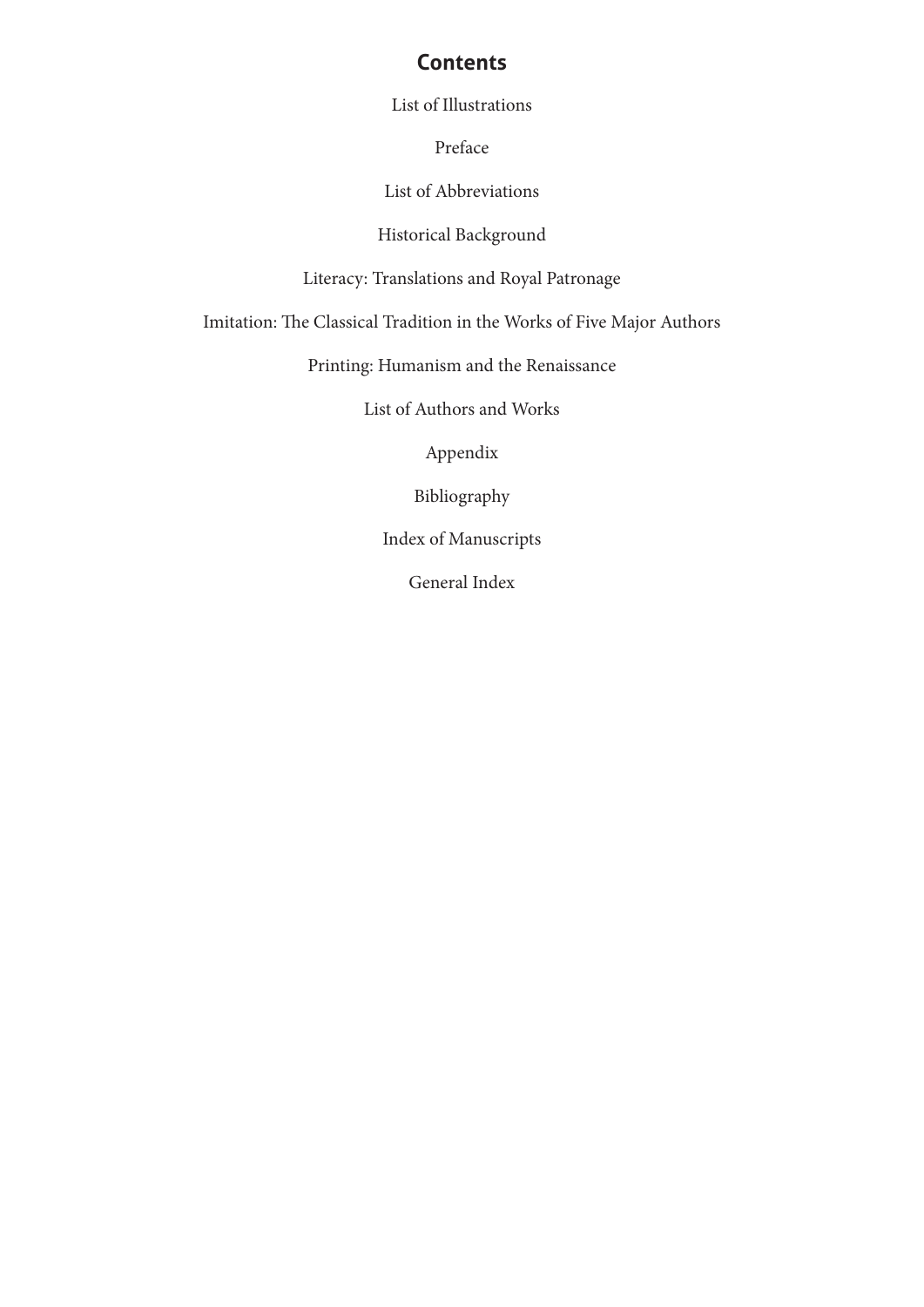# Contents

List of Illustrations

Preface

List of Abbreviations

Historical Background

Literacy: Translations and Royal Patronage

Imitation: The Classical Tradition in the Works of Five Major Authors

Printing: Humanism and the Renaissance

List of Authors and Works

Appendix

Bibliography

Index of Manuscripts

General Index